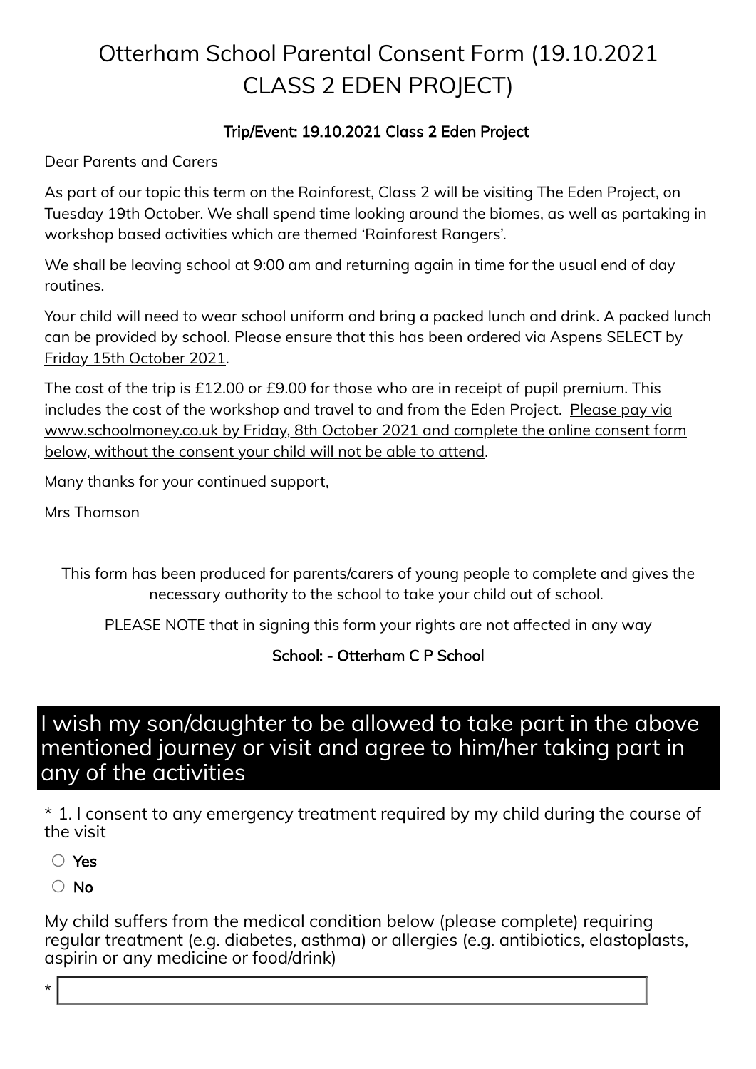# Otterham School Parental Consent Form (19.10.2021 CLASS 2 EDEN PROJECT)

**Trip/Event: 19.10.2021 Class 2 Eden Project**

Dear Parents and Carers

As part of our topic this term on the Rainforest, Class 2 will be visiting The Eden Project, on Tuesday 19th October. We shall spend time looking around the biomes, as well as partaking in workshop based activities which are themed 'Rainforest Rangers'.

We shall be leaving school at 9:00 am and returning again in time for the usual end of day routines.

Your child will need to wear school uniform and bring a packed lunch and drink. A packed lunch can be provided by school. Please ensure that this has been ordered via Aspens SELECT by Friday 15th October 2021.

The cost of the trip is £12.00 or £9.00 for those who are in receipt of pupil premium. This includes the cost of the workshop and travel to and from the Eden Project. Please pay via www.schoolmoney.co.uk by Friday, 8th October 2021 and complete the online consent form below, without the consent your child will not be able to attend.

Many thanks for your continued support,

Mrs Thomson

This form has been produced for parents/carers of young people to complete and gives the necessary authority to the school to take your child out of school.

PLEASE NOTE that in signing this form your rights are not affected in any way

**School: - Otterham C P School**

## I wish my son/daughter to be allowed to take part in the above mentioned journey or visit and agree to him/her taking part in any of the activities

* 1. I consent to any emergency treatment required by my child during the course of the visit

- ○ Yes
- ○ No

My child suffers from the medical condition below (please complete) requiring regular treatment (e.g. diabetes, asthma) or allergies (e.g. antibiotics, elastoplasts, aspirin or any medicine or food/drink)

* ____________________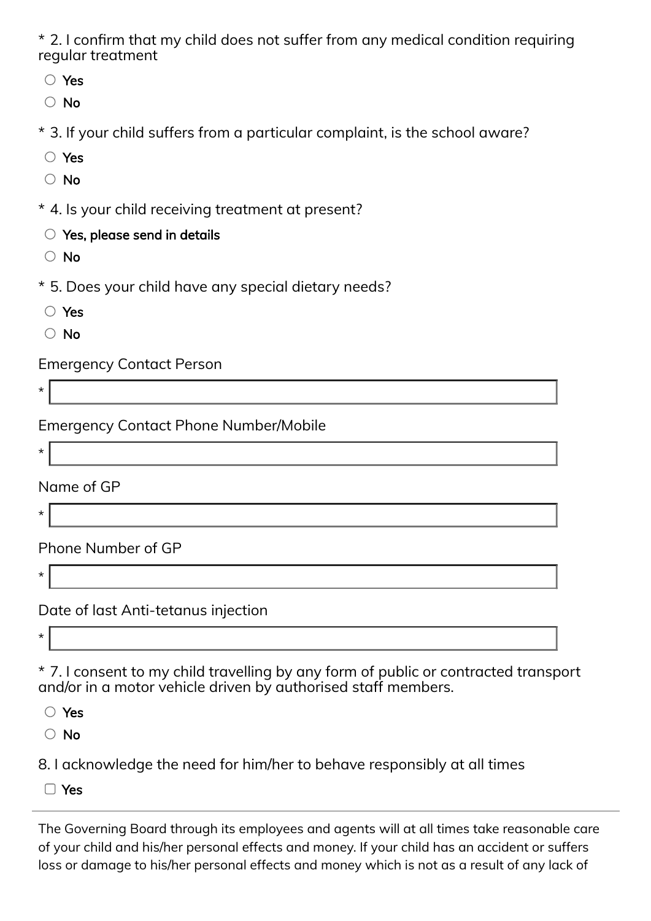* 2. I confirm that my child does not suffer from any medical condition requiring regular treatment

- ○ Yes
- ○ No

* 3. If your child suffers from a particular complaint, is the school aware?

- ○ Yes
- ○ No

* 4. Is your child receiving treatment at present?

- ○ Yes, please send in details
- ○ No

* 5. Does your child have any special dietary needs?

- ○ Yes
- ○ No

Emergency Contact Person

* ______________________________

Emergency Contact Phone Number/Mobile

* ______________________________

Name of GP

* ______________________________

Phone Number of GP

* ______________________________

Date of last Anti-tetanus injection

* ______________________________

* 7. I consent to my child travelling by any form of public or contracted transport and/or in a motor vehicle driven by authorised staff members.

- ○ Yes
- ○ No

8. I acknowledge the need for him/her to behave responsibly at all times

- ☐ Yes

---

The Governing Board through its employees and agents will at all times take reasonable care of your child and his/her personal effects and money. If your child has an accident or suffers loss or damage to his/her personal effects and money which is not as a result of any lack of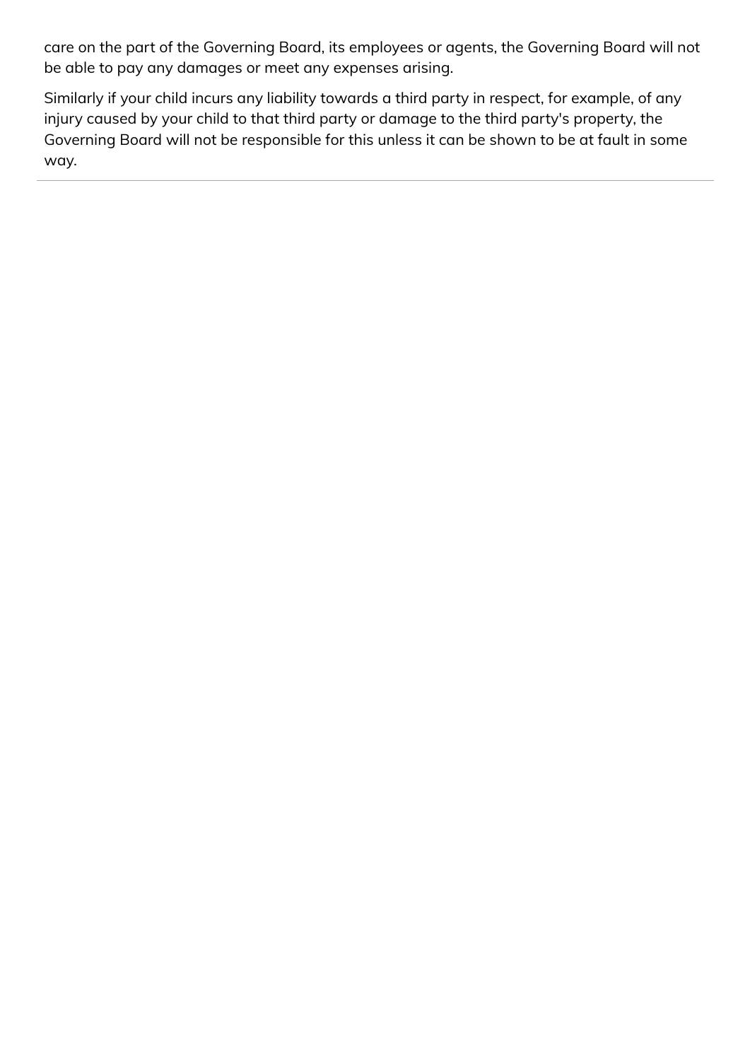care on the part of the Governing Board, its employees or agents, the Governing Board will not be able to pay any damages or meet any expenses arising.

Similarly if your child incurs any liability towards a third party in respect, for example, of any injury caused by your child to that third party or damage to the third party's property, the Governing Board will not be responsible for this unless it can be shown to be at fault in some way.

---